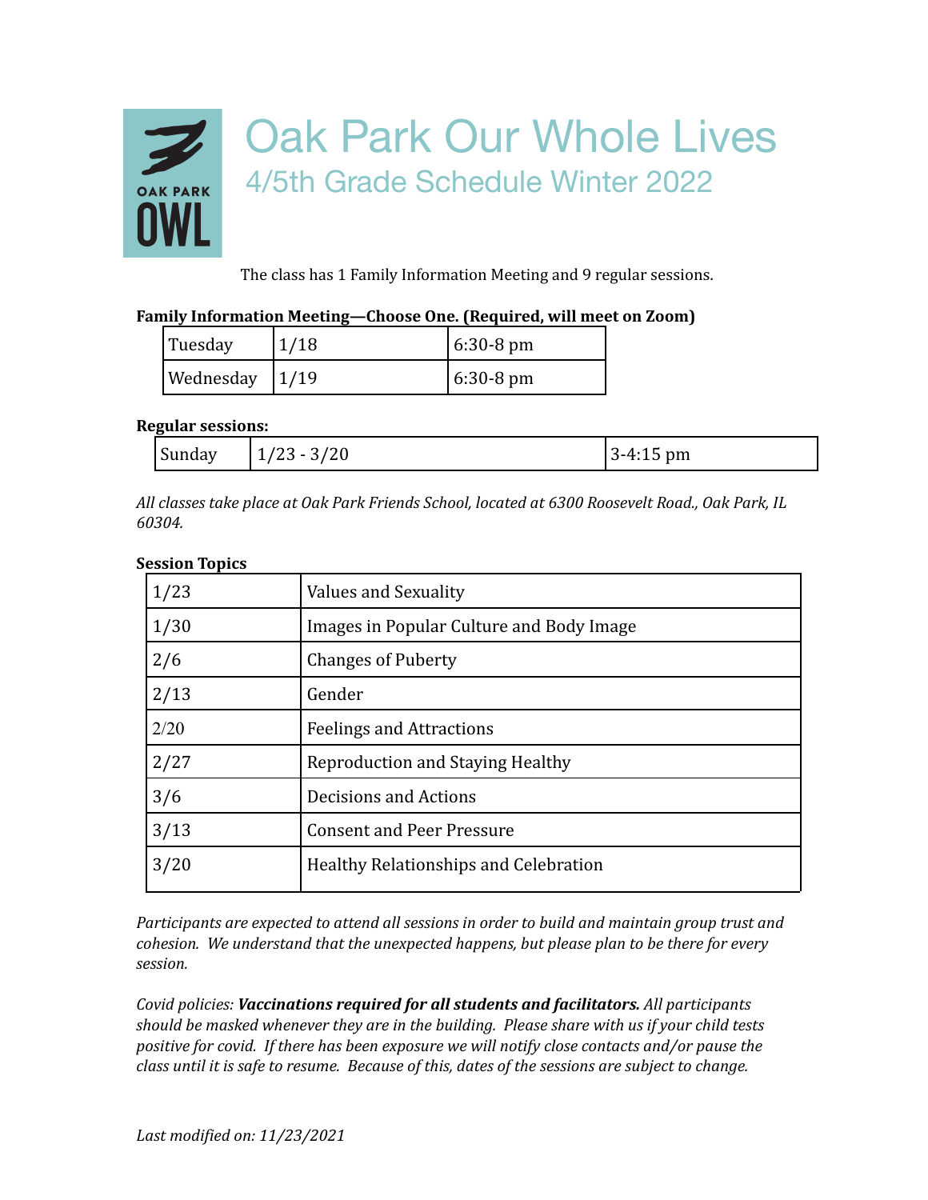# Oak Park Our Whole Lives

## 4/5th Grade Schedule Winter 2022

The class has 1 Family Information Meeting and 9 regular sessions.

**Family Information Meeting—Choose One. (Required, will meet on Zoom)**

| Tuesday | 1/18 | 6:30-8 pm |
|---|---|---|
| Wednesday | 1/19 | 6:30-8 pm |

**Regular sessions:**

| Sunday | 1/23 - 3/20 | 3-4:15 pm |
|---|---|---|

*All classes take place at Oak Park Friends School, located at 6300 Roosevelt Road., Oak Park, IL 60304.*

**Session Topics**

| 1/23 | Values and Sexuality |
|---|---|
| 1/30 | Images in Popular Culture and Body Image |
| 2/6 | Changes of Puberty |
| 2/13 | Gender |
| 2/20 | Feelings and Attractions |
| 2/27 | Reproduction and Staying Healthy |
| 3/6 | Decisions and Actions |
| 3/13 | Consent and Peer Pressure |
| 3/20 | Healthy Relationships and Celebration |

*Participants are expected to attend all sessions in order to build and maintain group trust and cohesion. We understand that the unexpected happens, but please plan to be there for every session.*

*Covid policies:* ***Vaccinations required for all students and facilitators.*** *All participants should be masked whenever they are in the building. Please share with us if your child tests positive for covid. If there has been exposure we will notify close contacts and/or pause the class until it is safe to resume. Because of this, dates of the sessions are subject to change.*

*Last modified on: 11/23/2021*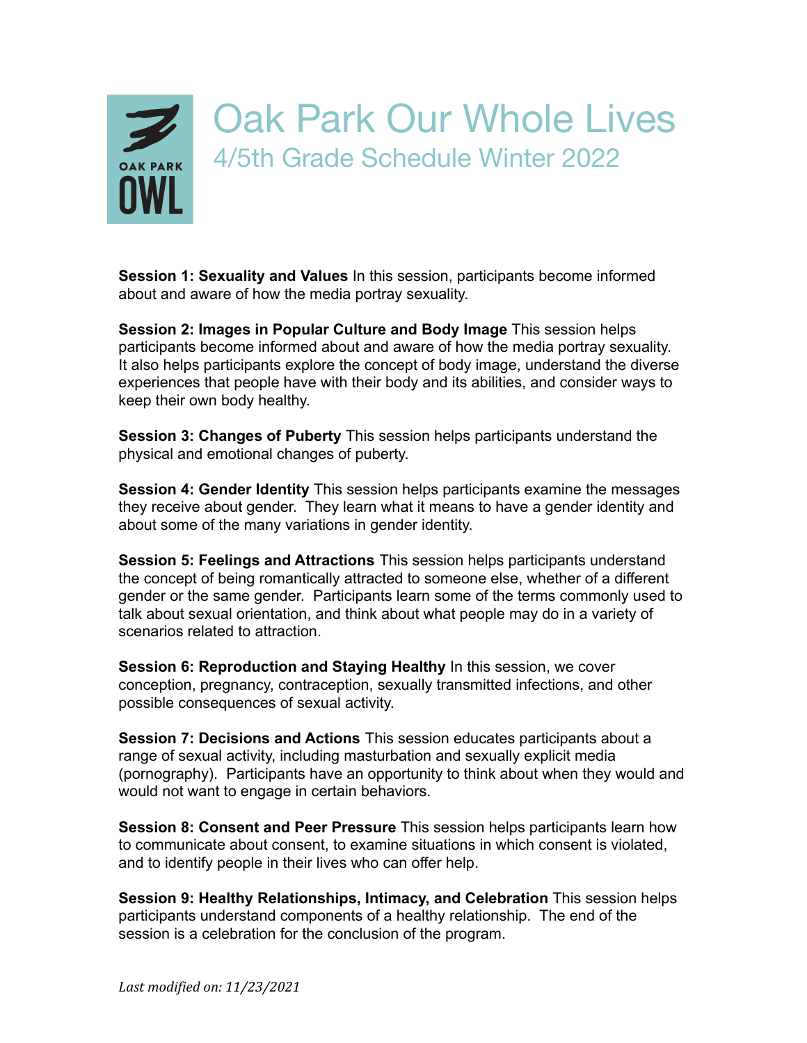# Oak Park Our Whole Lives

## 4/5th Grade Schedule Winter 2022

**Session 1: Sexuality and Values** In this session, participants become informed about and aware of how the media portray sexuality.

**Session 2: Images in Popular Culture and Body Image** This session helps participants become informed about and aware of how the media portray sexuality. It also helps participants explore the concept of body image, understand the diverse experiences that people have with their body and its abilities, and consider ways to keep their own body healthy.

**Session 3: Changes of Puberty** This session helps participants understand the physical and emotional changes of puberty.

**Session 4: Gender Identity** This session helps participants examine the messages they receive about gender. They learn what it means to have a gender identity and about some of the many variations in gender identity.

**Session 5: Feelings and Attractions** This session helps participants understand the concept of being romantically attracted to someone else, whether of a different gender or the same gender. Participants learn some of the terms commonly used to talk about sexual orientation, and think about what people may do in a variety of scenarios related to attraction.

**Session 6: Reproduction and Staying Healthy** In this session, we cover conception, pregnancy, contraception, sexually transmitted infections, and other possible consequences of sexual activity.

**Session 7: Decisions and Actions** This session educates participants about a range of sexual activity, including masturbation and sexually explicit media (pornography). Participants have an opportunity to think about when they would and would not want to engage in certain behaviors.

**Session 8: Consent and Peer Pressure** This session helps participants learn how to communicate about consent, to examine situations in which consent is violated, and to identify people in their lives who can offer help.

**Session 9: Healthy Relationships, Intimacy, and Celebration** This session helps participants understand components of a healthy relationship. The end of the session is a celebration for the conclusion of the program.

*Last modified on: 11/23/2021*